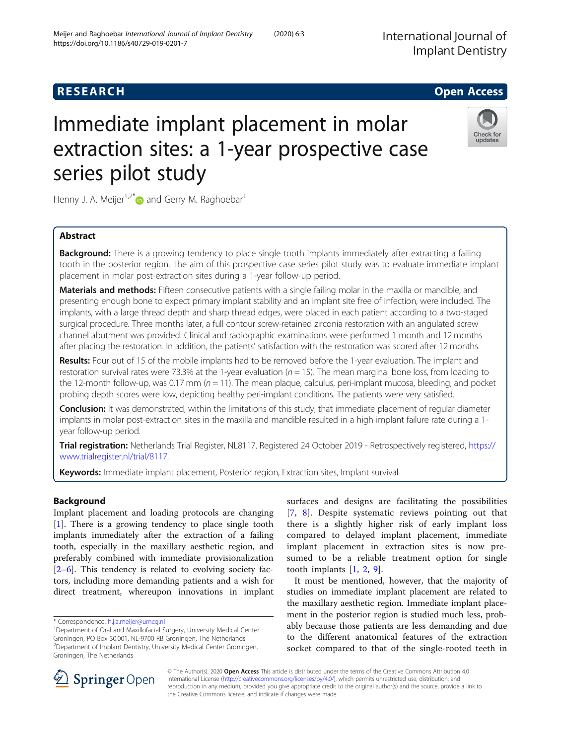**RESEARCH** **Open Access**

# Immediate implant placement in molar extraction sites: a 1-year prospective case series pilot study

Henny J. A. Meijer[1,2*] and Gerry M. Raghoebar[1]

## Abstract

**Background:** There is a growing tendency to place single tooth implants immediately after extracting a failing tooth in the posterior region. The aim of this prospective case series pilot study was to evaluate immediate implant placement in molar post-extraction sites during a 1-year follow-up period.

**Materials and methods:** Fifteen consecutive patients with a single failing molar in the maxilla or mandible, and presenting enough bone to expect primary implant stability and an implant site free of infection, were included. The implants, with a large thread depth and sharp thread edges, were placed in each patient according to a two-staged surgical procedure. Three months later, a full contour screw-retained zirconia restoration with an angulated screw channel abutment was provided. Clinical and radiographic examinations were performed 1 month and 12 months after placing the restoration. In addition, the patients' satisfaction with the restoration was scored after 12 months.

**Results:** Four out of 15 of the mobile implants had to be removed before the 1-year evaluation. The implant and restoration survival rates were 73.3% at the 1-year evaluation ($n = 15$). The mean marginal bone loss, from loading to the 12-month follow-up, was 0.17 mm ($n = 11$). The mean plaque, calculus, peri-implant mucosa, bleeding, and pocket probing depth scores were low, depicting healthy peri-implant conditions. The patients were very satisfied.

**Conclusion:** It was demonstrated, within the limitations of this study, that immediate placement of regular diameter implants in molar post-extraction sites in the maxilla and mandible resulted in a high implant failure rate during a 1-year follow-up period.

**Trial registration:** Netherlands Trial Register, NL8117. Registered 24 October 2019 - Retrospectively registered, https://www.trialregister.nl/trial/8117.

**Keywords:** Immediate implant placement, Posterior region, Extraction sites, Implant survival

## Background

Implant placement and loading protocols are changing [1]. There is a growing tendency to place single tooth implants immediately after the extraction of a failing tooth, especially in the maxillary aesthetic region, and preferably combined with immediate provisionalization [2–6]. This tendency is related to evolving society factors, including more demanding patients and a wish for direct treatment, whereupon innovations in implant surfaces and designs are facilitating the possibilities [7, 8]. Despite systematic reviews pointing out that there is a slightly higher risk of early implant loss compared to delayed implant placement, immediate implant placement in extraction sites is now presumed to be a reliable treatment option for single tooth implants [1, 2, 9].

It must be mentioned, however, that the majority of studies on immediate implant placement are related to the maxillary aesthetic region. Immediate implant placement in the posterior region is studied much less, probably because those patients are less demanding and due to the different anatomical features of the extraction socket compared to that of the single-rooted teeth in

\* Correspondence: h.j.a.meijer@umcg.nl

[1]Department of Oral and Maxillofacial Surgery, University Medical Center Groningen, PO Box 30.001, NL-9700 RB Groningen, The Netherlands

[2]Department of Implant Dentistry, University Medical Center Groningen, Groningen, The Netherlands

© The Author(s). 2020 **Open Access** This article is distributed under the terms of the Creative Commons Attribution 4.0 International License (http://creativecommons.org/licenses/by/4.0/), which permits unrestricted use, distribution, and reproduction in any medium, provided you give appropriate credit to the original author(s) and the source, provide a link to the Creative Commons license, and indicate if changes were made.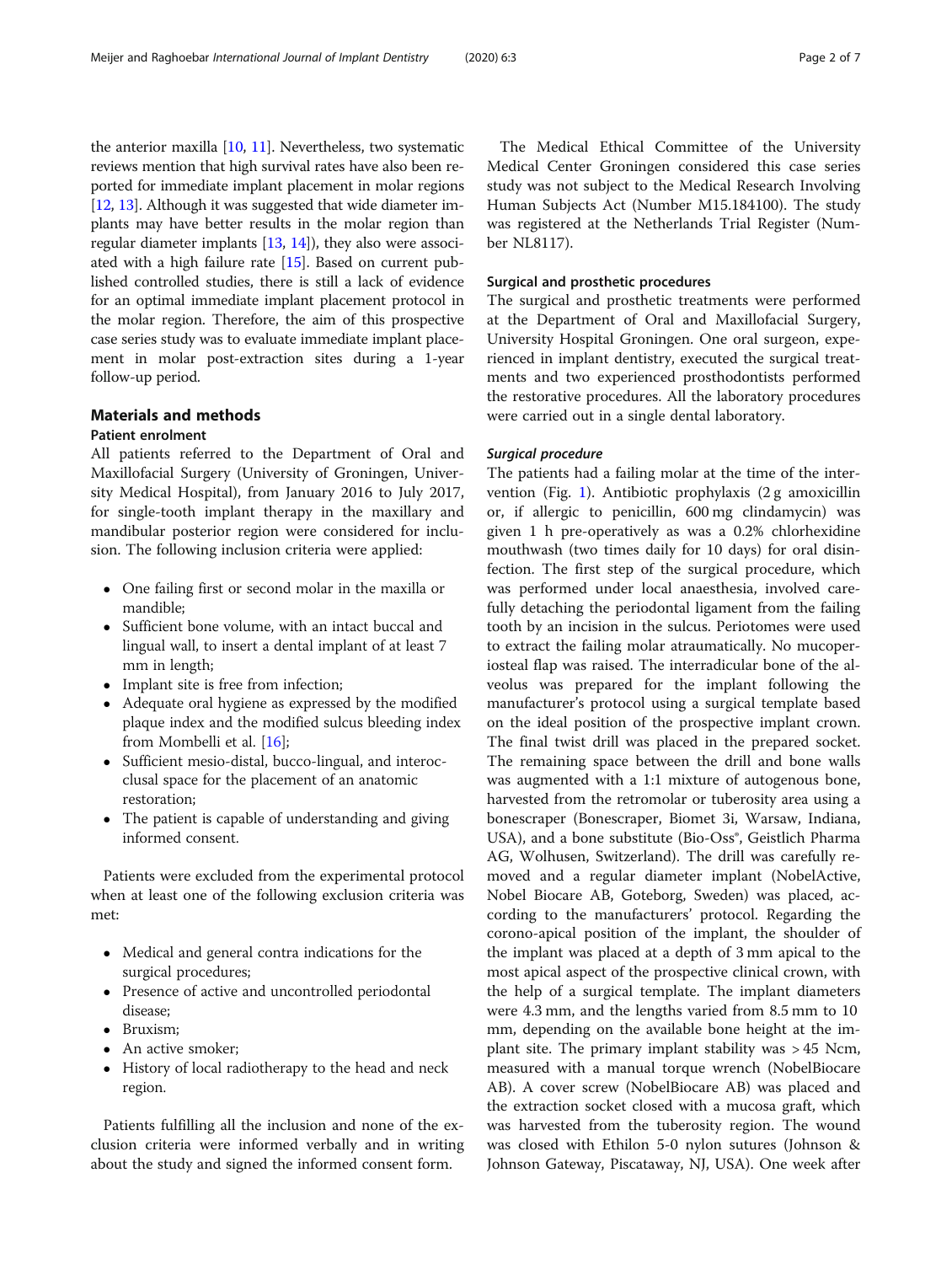the anterior maxilla [10, 11]. Nevertheless, two systematic reviews mention that high survival rates have also been reported for immediate implant placement in molar regions [12, 13]. Although it was suggested that wide diameter implants may have better results in the molar region than regular diameter implants [13, 14]), they also were associated with a high failure rate [15]. Based on current published controlled studies, there is still a lack of evidence for an optimal immediate implant placement protocol in the molar region. Therefore, the aim of this prospective case series study was to evaluate immediate implant placement in molar post-extraction sites during a 1-year follow-up period.

## Materials and methods

### Patient enrolment

All patients referred to the Department of Oral and Maxillofacial Surgery (University of Groningen, University Medical Hospital), from January 2016 to July 2017, for single-tooth implant therapy in the maxillary and mandibular posterior region were considered for inclusion. The following inclusion criteria were applied:

- One failing first or second molar in the maxilla or mandible;
- Sufficient bone volume, with an intact buccal and lingual wall, to insert a dental implant of at least 7 mm in length;
- Implant site is free from infection;
- Adequate oral hygiene as expressed by the modified plaque index and the modified sulcus bleeding index from Mombelli et al. [16];
- Sufficient mesio-distal, bucco-lingual, and interocclusal space for the placement of an anatomic restoration;
- The patient is capable of understanding and giving informed consent.

Patients were excluded from the experimental protocol when at least one of the following exclusion criteria was met:

- Medical and general contra indications for the surgical procedures;
- Presence of active and uncontrolled periodontal disease;
- Bruxism;
- An active smoker;
- History of local radiotherapy to the head and neck region.

Patients fulfilling all the inclusion and none of the exclusion criteria were informed verbally and in writing about the study and signed the informed consent form.

The Medical Ethical Committee of the University Medical Center Groningen considered this case series study was not subject to the Medical Research Involving Human Subjects Act (Number M15.184100). The study was registered at the Netherlands Trial Register (Number NL8117).

### Surgical and prosthetic procedures

The surgical and prosthetic treatments were performed at the Department of Oral and Maxillofacial Surgery, University Hospital Groningen. One oral surgeon, experienced in implant dentistry, executed the surgical treatments and two experienced prosthodontists performed the restorative procedures. All the laboratory procedures were carried out in a single dental laboratory.

#### *Surgical procedure*

The patients had a failing molar at the time of the intervention (Fig. 1). Antibiotic prophylaxis (2 g amoxicillin or, if allergic to penicillin, 600 mg clindamycin) was given 1 h pre-operatively as was a 0.2% chlorhexidine mouthwash (two times daily for 10 days) for oral disinfection. The first step of the surgical procedure, which was performed under local anaesthesia, involved carefully detaching the periodontal ligament from the failing tooth by an incision in the sulcus. Periotomes were used to extract the failing molar atraumatically. No mucoperiosteal flap was raised. The interradicular bone of the alveolus was prepared for the implant following the manufacturer's protocol using a surgical template based on the ideal position of the prospective implant crown. The final twist drill was placed in the prepared socket. The remaining space between the drill and bone walls was augmented with a 1:1 mixture of autogenous bone, harvested from the retromolar or tuberosity area using a bonescraper (Bonescraper, Biomet 3i, Warsaw, Indiana, USA), and a bone substitute (Bio-Oss®, Geistlich Pharma AG, Wolhusen, Switzerland). The drill was carefully removed and a regular diameter implant (NobelActive, Nobel Biocare AB, Goteborg, Sweden) was placed, according to the manufacturers' protocol. Regarding the corono-apical position of the implant, the shoulder of the implant was placed at a depth of 3 mm apical to the most apical aspect of the prospective clinical crown, with the help of a surgical template. The implant diameters were 4.3 mm, and the lengths varied from 8.5 mm to 10 mm, depending on the available bone height at the implant site. The primary implant stability was > 45 Ncm, measured with a manual torque wrench (NobelBiocare AB). A cover screw (NobelBiocare AB) was placed and the extraction socket closed with a mucosa graft, which was harvested from the tuberosity region. The wound was closed with Ethilon 5-0 nylon sutures (Johnson & Johnson Gateway, Piscataway, NJ, USA). One week after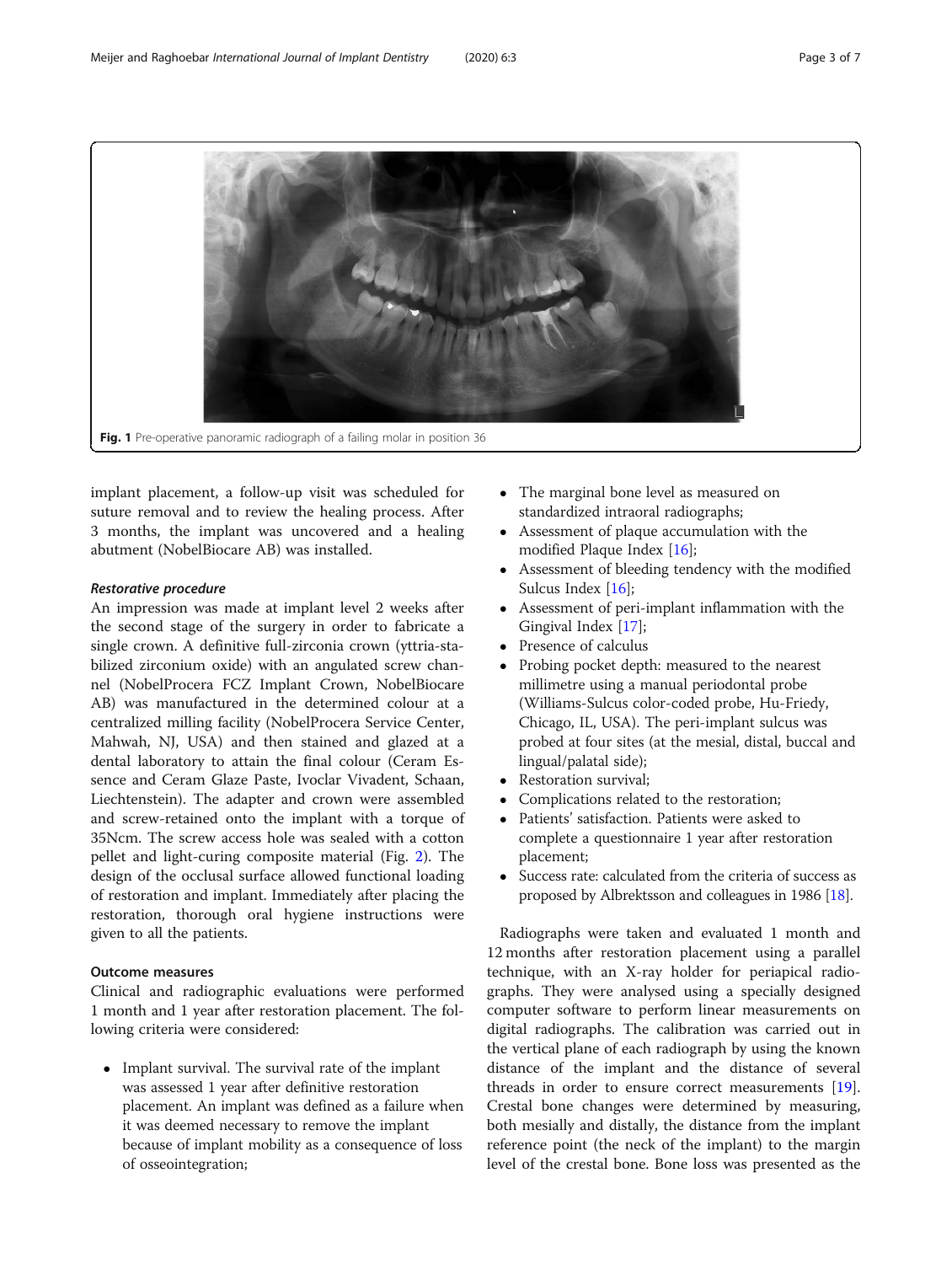Fig. 1 Pre-operative panoramic radiograph of a failing molar in position 36

implant placement, a follow-up visit was scheduled for suture removal and to review the healing process. After 3 months, the implant was uncovered and a healing abutment (NobelBiocare AB) was installed.

### *Restorative procedure*

An impression was made at implant level 2 weeks after the second stage of the surgery in order to fabricate a single crown. A definitive full-zirconia crown (yttria-stabilized zirconium oxide) with an angulated screw channel (NobelProcera FCZ Implant Crown, NobelBiocare AB) was manufactured in the determined colour at a centralized milling facility (NobelProcera Service Center, Mahwah, NJ, USA) and then stained and glazed at a dental laboratory to attain the final colour (Ceram Essence and Ceram Glaze Paste, Ivoclar Vivadent, Schaan, Liechtenstein). The adapter and crown were assembled and screw-retained onto the implant with a torque of 35Ncm. The screw access hole was sealed with a cotton pellet and light-curing composite material (Fig. 2). The design of the occlusal surface allowed functional loading of restoration and implant. Immediately after placing the restoration, thorough oral hygiene instructions were given to all the patients.

### Outcome measures

Clinical and radiographic evaluations were performed 1 month and 1 year after restoration placement. The following criteria were considered:

- Implant survival. The survival rate of the implant was assessed 1 year after definitive restoration placement. An implant was defined as a failure when it was deemed necessary to remove the implant because of implant mobility as a consequence of loss of osseointegration;
- The marginal bone level as measured on standardized intraoral radiographs;
- Assessment of plaque accumulation with the modified Plaque Index [16];
- Assessment of bleeding tendency with the modified Sulcus Index [16];
- Assessment of peri-implant inflammation with the Gingival Index [17];
- Presence of calculus
- Probing pocket depth: measured to the nearest millimetre using a manual periodontal probe (Williams-Sulcus color-coded probe, Hu-Friedy, Chicago, IL, USA). The peri-implant sulcus was probed at four sites (at the mesial, distal, buccal and lingual/palatal side);
- Restoration survival;
- Complications related to the restoration;
- Patients' satisfaction. Patients were asked to complete a questionnaire 1 year after restoration placement;
- Success rate: calculated from the criteria of success as proposed by Albrektsson and colleagues in 1986 [18].

Radiographs were taken and evaluated 1 month and 12 months after restoration placement using a parallel technique, with an X-ray holder for periapical radiographs. They were analysed using a specially designed computer software to perform linear measurements on digital radiographs. The calibration was carried out in the vertical plane of each radiograph by using the known distance of the implant and the distance of several threads in order to ensure correct measurements [19]. Crestal bone changes were determined by measuring, both mesially and distally, the distance from the implant reference point (the neck of the implant) to the margin level of the crestal bone. Bone loss was presented as the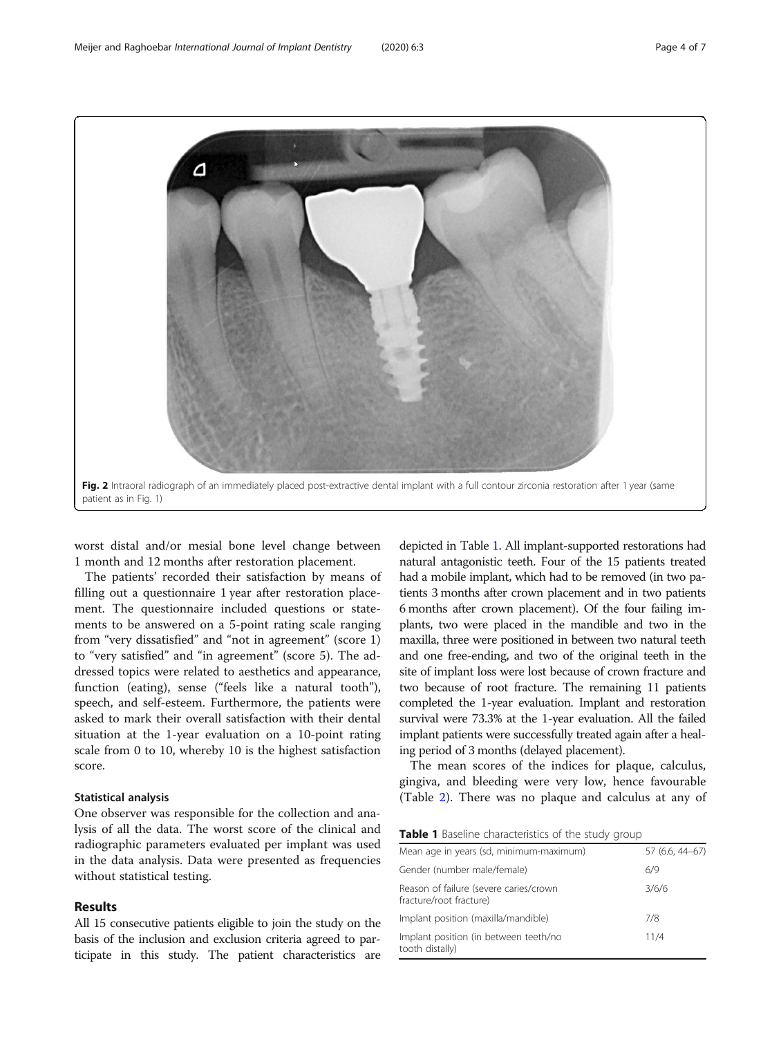Fig. 2 Intraoral radiograph of an immediately placed post-extractive dental implant with a full contour zirconia restoration after 1 year (same patient as in Fig. 1)

worst distal and/or mesial bone level change between 1 month and 12 months after restoration placement.

The patients' recorded their satisfaction by means of filling out a questionnaire 1 year after restoration placement. The questionnaire included questions or statements to be answered on a 5-point rating scale ranging from "very dissatisfied" and "not in agreement" (score 1) to "very satisfied" and "in agreement" (score 5). The addressed topics were related to aesthetics and appearance, function (eating), sense ("feels like a natural tooth"), speech, and self-esteem. Furthermore, the patients were asked to mark their overall satisfaction with their dental situation at the 1-year evaluation on a 10-point rating scale from 0 to 10, whereby 10 is the highest satisfaction score.

### Statistical analysis

One observer was responsible for the collection and analysis of all the data. The worst score of the clinical and radiographic parameters evaluated per implant was used in the data analysis. Data were presented as frequencies without statistical testing.

## Results

All 15 consecutive patients eligible to join the study on the basis of the inclusion and exclusion criteria agreed to participate in this study. The patient characteristics are depicted in Table 1. All implant-supported restorations had natural antagonistic teeth. Four of the 15 patients treated had a mobile implant, which had to be removed (in two patients 3 months after crown placement and in two patients 6 months after crown placement). Of the four failing implants, two were placed in the mandible and two in the maxilla, three were positioned in between two natural teeth and one free-ending, and two of the original teeth in the site of implant loss were lost because of crown fracture and two because of root fracture. The remaining 11 patients completed the 1-year evaluation. Implant and restoration survival were 73.3% at the 1-year evaluation. All the failed implant patients were successfully treated again after a healing period of 3 months (delayed placement).

The mean scores of the indices for plaque, calculus, gingiva, and bleeding were very low, hence favourable (Table 2). There was no plaque and calculus at any of

**Table 1** Baseline characteristics of the study group

| | |
|---|---|
| Mean age in years (sd, minimum-maximum) | 57 (6.6, 44–67) |
| Gender (number male/female) | 6/9 |
| Reason of failure (severe caries/crown fracture/root fracture) | 3/6/6 |
| Implant position (maxilla/mandible) | 7/8 |
| Implant position (in between teeth/no tooth distally) | 11/4 |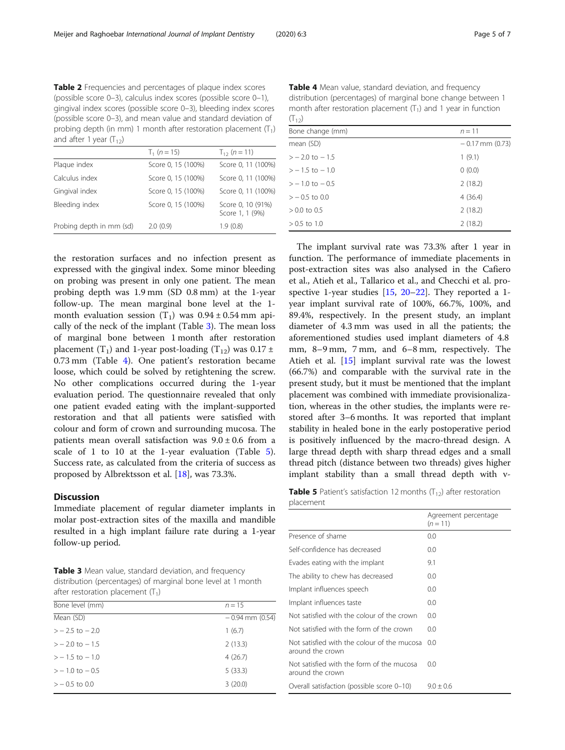**Table 2** Frequencies and percentages of plaque index scores (possible score 0–3), calculus index scores (possible score 0–1), gingival index scores (possible score 0–3), bleeding index scores (possible score 0–3), and mean value and standard deviation of probing depth (in mm) 1 month after restoration placement ($T_1$) and after 1 year ($T_{12}$)

| | $T_1$ ($n = 15$) | $T_{12}$ ($n = 11$) |
|---|---|---|
| Plaque index | Score 0, 15 (100%) | Score 0, 11 (100%) |
| Calculus index | Score 0, 15 (100%) | Score 0, 11 (100%) |
| Gingival index | Score 0, 15 (100%) | Score 0, 11 (100%) |
| Bleeding index | Score 0, 15 (100%) | Score 0, 10 (91%) Score 1, 1 (9%) |
| Probing depth in mm (sd) | 2.0 (0.9) | 1.9 (0.8) |

the restoration surfaces and no infection present as expressed with the gingival index. Some minor bleeding on probing was present in only one patient. The mean probing depth was 1.9 mm (SD 0.8 mm) at the 1-year follow-up. The mean marginal bone level at the 1-month evaluation session ($T_1$) was 0.94 ± 0.54 mm apically of the neck of the implant (Table 3). The mean loss of marginal bone between 1 month after restoration placement ($T_1$) and 1-year post-loading ($T_{12}$) was 0.17 ± 0.73 mm (Table 4). One patient's restoration became loose, which could be solved by retightening the screw. No other complications occurred during the 1-year evaluation period. The questionnaire revealed that only one patient evaded eating with the implant-supported restoration and that all patients were satisfied with colour and form of crown and surrounding mucosa. The patients mean overall satisfaction was 9.0 ± 0.6 from a scale of 1 to 10 at the 1-year evaluation (Table 5). Success rate, as calculated from the criteria of success as proposed by Albrektsson et al. [18], was 73.3%.

## Discussion

Immediate placement of regular diameter implants in molar post-extraction sites of the maxilla and mandible resulted in a high implant failure rate during a 1-year follow-up period.

**Table 3** Mean value, standard deviation, and frequency distribution (percentages) of marginal bone level at 1 month after restoration placement ($T_1$)

| Bone level (mm) | $n = 15$ |
|---|---|
| Mean (SD) | − 0.94 mm (0.54) |
| > − 2.5 to − 2.0 | 1 (6.7) |
| > − 2.0 to − 1.5 | 2 (13.3) |
| > − 1.5 to − 1.0 | 4 (26.7) |
| > − 1.0 to − 0.5 | 5 (33.3) |
| > − 0.5 to 0.0 | 3 (20.0) |

**Table 4** Mean value, standard deviation, and frequency distribution (percentages) of marginal bone change between 1 month after restoration placement ($T_1$) and 1 year in function ($T_{12}$)

| Bone change (mm) | $n = 11$ |
|---|---|
| mean (SD) | − 0.17 mm (0.73) |
| > − 2.0 to − 1.5 | 1 (9.1) |
| > − 1.5 to − 1.0 | 0 (0.0) |
| > − 1.0 to − 0.5 | 2 (18.2) |
| > − 0.5 to 0.0 | 4 (36.4) |
| > 0.0 to 0.5 | 2 (18.2) |
| > 0.5 to 1.0 | 2 (18.2) |

The implant survival rate was 73.3% after 1 year in function. The performance of immediate placements in post-extraction sites was also analysed in the Cafiero et al., Atieh et al., Tallarico et al., and Checchi et al. prospective 1-year studies [15, 20–22]. They reported a 1-year implant survival rate of 100%, 66.7%, 100%, and 89.4%, respectively. In the present study, an implant diameter of 4.3 mm was used in all the patients; the aforementioned studies used implant diameters of 4.8 mm, 8–9 mm, 7 mm, and 6–8 mm, respectively. The Atieh et al. [15] implant survival rate was the lowest (66.7%) and comparable with the survival rate in the present study, but it must be mentioned that the implant placement was combined with immediate provisionalization, whereas in the other studies, the implants were restored after 3–6 months. It was reported that implant stability in healed bone in the early postoperative period is positively influenced by the macro-thread design. A large thread depth with sharp thread edges and a small thread pitch (distance between two threads) gives higher implant stability than a small thread depth with v-

**Table 5** Patient's satisfaction 12 months ($T_{12}$) after restoration placement

| | Agreement percentage ($n = 11$) |
|---|---|
| Presence of shame | 0.0 |
| Self-confidence has decreased | 0.0 |
| Evades eating with the implant | 9.1 |
| The ability to chew has decreased | 0.0 |
| Implant influences speech | 0.0 |
| Implant influences taste | 0.0 |
| Not satisfied with the colour of the crown | 0.0 |
| Not satisfied with the form of the crown | 0.0 |
| Not satisfied with the colour of the mucosa around the crown | 0.0 |
| Not satisfied with the form of the mucosa around the crown | 0.0 |
| Overall satisfaction (possible score 0–10) | 9.0 ± 0.6 |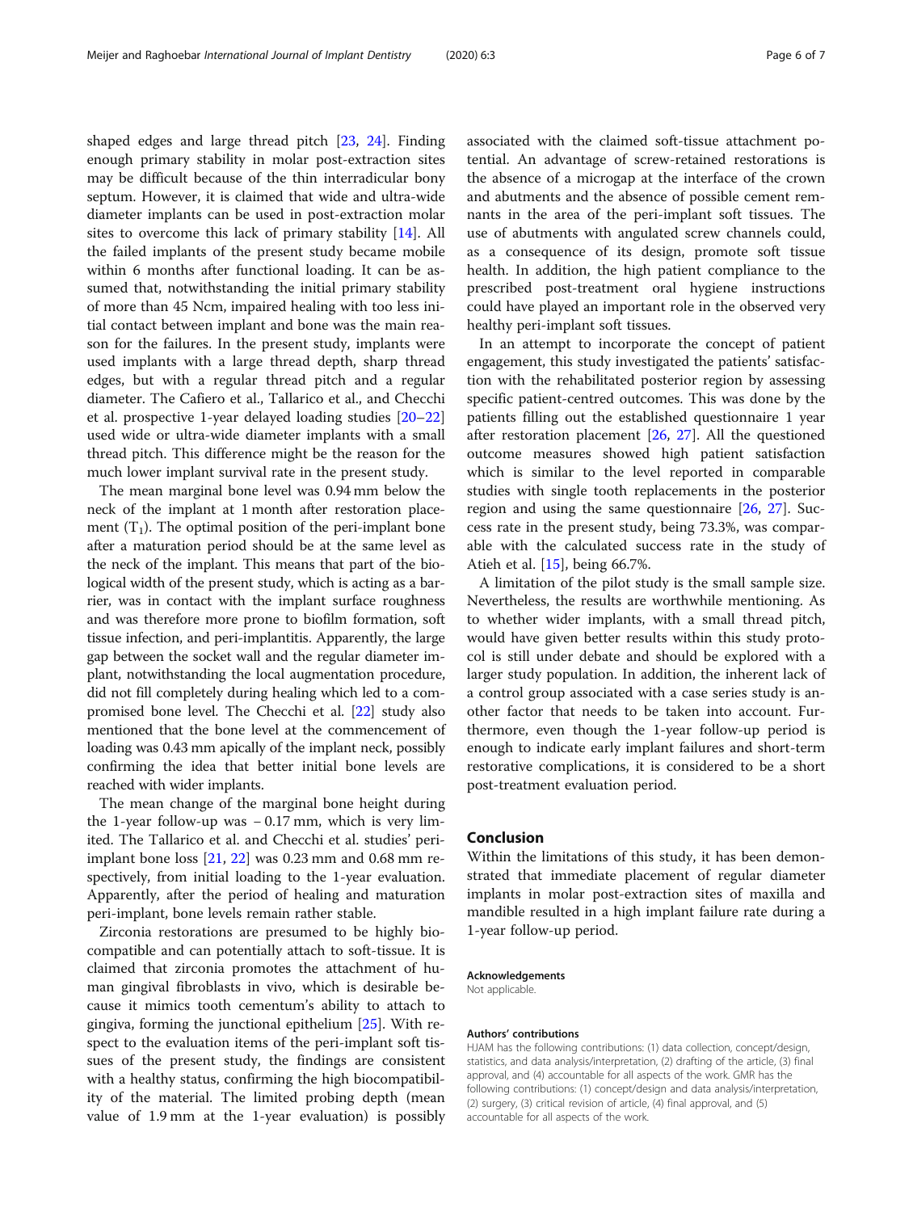shaped edges and large thread pitch [23, 24]. Finding enough primary stability in molar post-extraction sites may be difficult because of the thin interradicular bony septum. However, it is claimed that wide and ultra-wide diameter implants can be used in post-extraction molar sites to overcome this lack of primary stability [14]. All the failed implants of the present study became mobile within 6 months after functional loading. It can be assumed that, notwithstanding the initial primary stability of more than 45 Ncm, impaired healing with too less initial contact between implant and bone was the main reason for the failures. In the present study, implants were used implants with a large thread depth, sharp thread edges, but with a regular thread pitch and a regular diameter. The Cafiero et al., Tallarico et al., and Checchi et al. prospective 1-year delayed loading studies [20–22] used wide or ultra-wide diameter implants with a small thread pitch. This difference might be the reason for the much lower implant survival rate in the present study.

The mean marginal bone level was 0.94 mm below the neck of the implant at 1 month after restoration placement ($T_1$). The optimal position of the peri-implant bone after a maturation period should be at the same level as the neck of the implant. This means that part of the biological width of the present study, which is acting as a barrier, was in contact with the implant surface roughness and was therefore more prone to biofilm formation, soft tissue infection, and peri-implantitis. Apparently, the large gap between the socket wall and the regular diameter implant, notwithstanding the local augmentation procedure, did not fill completely during healing which led to a compromised bone level. The Checchi et al. [22] study also mentioned that the bone level at the commencement of loading was 0.43 mm apically of the implant neck, possibly confirming the idea that better initial bone levels are reached with wider implants.

The mean change of the marginal bone height during the 1-year follow-up was − 0.17 mm, which is very limited. The Tallarico et al. and Checchi et al. studies' peri-implant bone loss [21, 22] was 0.23 mm and 0.68 mm respectively, from initial loading to the 1-year evaluation. Apparently, after the period of healing and maturation peri-implant, bone levels remain rather stable.

Zirconia restorations are presumed to be highly biocompatible and can potentially attach to soft-tissue. It is claimed that zirconia promotes the attachment of human gingival fibroblasts in vivo, which is desirable because it mimics tooth cementum's ability to attach to gingiva, forming the junctional epithelium [25]. With respect to the evaluation items of the peri-implant soft tissues of the present study, the findings are consistent with a healthy status, confirming the high biocompatibility of the material. The limited probing depth (mean value of 1.9 mm at the 1-year evaluation) is possibly associated with the claimed soft-tissue attachment potential. An advantage of screw-retained restorations is the absence of a microgap at the interface of the crown and abutments and the absence of possible cement remnants in the area of the peri-implant soft tissues. The use of abutments with angulated screw channels could, as a consequence of its design, promote soft tissue health. In addition, the high patient compliance to the prescribed post-treatment oral hygiene instructions could have played an important role in the observed very healthy peri-implant soft tissues.

In an attempt to incorporate the concept of patient engagement, this study investigated the patients' satisfaction with the rehabilitated posterior region by assessing specific patient-centred outcomes. This was done by the patients filling out the established questionnaire 1 year after restoration placement [26, 27]. All the questioned outcome measures showed high patient satisfaction which is similar to the level reported in comparable studies with single tooth replacements in the posterior region and using the same questionnaire [26, 27]. Success rate in the present study, being 73.3%, was comparable with the calculated success rate in the study of Atieh et al. [15], being 66.7%.

A limitation of the pilot study is the small sample size. Nevertheless, the results are worthwhile mentioning. As to whether wider implants, with a small thread pitch, would have given better results within this study protocol is still under debate and should be explored with a larger study population. In addition, the inherent lack of a control group associated with a case series study is another factor that needs to be taken into account. Furthermore, even though the 1-year follow-up period is enough to indicate early implant failures and short-term restorative complications, it is considered to be a short post-treatment evaluation period.

## Conclusion

Within the limitations of this study, it has been demonstrated that immediate placement of regular diameter implants in molar post-extraction sites of maxilla and mandible resulted in a high implant failure rate during a 1-year follow-up period.

#### Acknowledgements

Not applicable.

#### Authors' contributions

HJAM has the following contributions: (1) data collection, concept/design, statistics, and data analysis/interpretation, (2) drafting of the article, (3) final approval, and (4) accountable for all aspects of the work. GMR has the following contributions: (1) concept/design and data analysis/interpretation, (2) surgery, (3) critical revision of article, (4) final approval, and (5) accountable for all aspects of the work.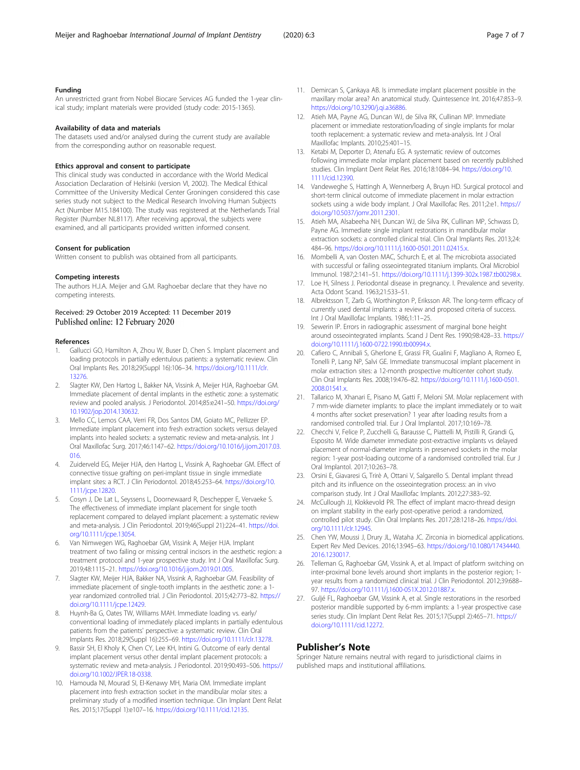### Funding

An unrestricted grant from Nobel Biocare Services AG funded the 1-year clinical study; implant materials were provided (study code: 2015-1365).

### Availability of data and materials

The datasets used and/or analysed during the current study are available from the corresponding author on reasonable request.

### Ethics approval and consent to participate

This clinical study was conducted in accordance with the World Medical Association Declaration of Helsinki (version VI, 2002). The Medical Ethical Committee of the University Medical Center Groningen considered this case series study not subject to the Medical Research Involving Human Subjects Act (Number M15.184100). The study was registered at the Netherlands Trial Register (Number NL8117). After receiving approval, the subjects were examined, and all participants provided written informed consent.

### Consent for publication

Written consent to publish was obtained from all participants.

### Competing interests

The authors H.J.A. Meijer and G.M. Raghoebar declare that they have no competing interests.

Received: 29 October 2019 Accepted: 11 December 2019
Published online: 12 February 2020

### References

1. Gallucci GO, Hamilton A, Zhou W, Buser D, Chen S. Implant placement and loading protocols in partially edentulous patients: a systematic review. Clin Oral Implants Res. 2018;29(Suppl 16):106–34. https://doi.org/10.1111/clr.13276.
2. Slagter KW, Den Hartog L, Bakker NA, Vissink A, Meijer HJA, Raghoebar GM. Immediate placement of dental implants in the esthetic zone: a systematic review and pooled analysis. J Periodontol. 2014;85:e241–50. https://doi.org/10.1902/jop.2014.130632.
3. Mello CC, Lemos CAA, Verri FR, Dos Santos DM, Goiato MC, Pellizzer EP. Immediate implant placement into fresh extraction sockets versus delayed implants into healed sockets: a systematic review and meta-analysis. Int J Oral Maxillofac Surg. 2017;46:1147–62. https://doi.org/10.1016/j.ijom.2017.03.016.
4. Zuiderveld EG, Meijer HJA, den Hartog L, Vissink A, Raghoebar GM. Effect of connective tissue grafting on peri-implant tissue in single immediate implant sites: a RCT. J Clin Periodontol. 2018;45:253–64. https://doi.org/10.1111/jcpe.12820.
5. Cosyn J, De Lat L, Seyssens L, Doornewaard R, Deschepper E, Vervaeke S. The effectiveness of immediate implant placement for single tooth replacement compared to delayed implant placement: a systematic review and meta-analysis. J Clin Periodontol. 2019;46(Suppl 21):224–41. https://doi.org/10.1111/jcpe.13054.
6. Van Nimwegen WG, Raghoebar GM, Vissink A, Meijer HJA. Implant treatment of two failing or missing central incisors in the aesthetic region: a treatment protocol and 1-year prospective study. Int J Oral Maxillofac Surg. 2019;48:1115–21. https://doi.org/10.1016/j.ijom.2019.01.005.
7. Slagter KW, Meijer HJA, Bakker NA, Vissink A, Raghoebar GM. Feasibility of immediate placement of single-tooth implants in the aesthetic zone: a 1-year randomized controlled trial. J Clin Periodontol. 2015;42:773–82. https://doi.org/10.1111/jcpe.12429.
8. Huynh-Ba G, Oates TW, Williams MAH. Immediate loading vs. early/conventional loading of immediately placed implants in partially edentulous patients from the patients' perspective: a systematic review. Clin Oral Implants Res. 2018;29(Suppl 16):255–69. https://doi.org/10.1111/clr.13278.
9. Bassir SH, El Kholy K, Chen CY, Lee KH, Intini G. Outcome of early dental implant placement versus other dental implant placement protocols: a systematic review and meta-analysis. J Periodontol. 2019;90:493–506. https://doi.org/10.1002/JPER.18-0338.
10. Hamouda NI, Mourad SI, El-Kenawy MH, Maria OM. Immediate implant placement into fresh extraction socket in the mandibular molar sites: a preliminary study of a modified insertion technique. Clin Implant Dent Relat Res. 2015;17(Suppl 1):e107–16. https://doi.org/10.1111/cid.12135.
11. Demircan S, Çankaya AB. Is immediate implant placement possible in the maxillary molar area? An anatomical study. Quintessence Int. 2016;47:853–9. https://doi.org/10.3290/j.qi.a36886.
12. Atieh MA, Payne AG, Duncan WJ, de Silva RK, Cullinan MP. Immediate placement or immediate restoration/loading of single implants for molar tooth replacement: a systematic review and meta-analysis. Int J Oral Maxillofac Implants. 2010;25:401–15.
13. Ketabi M, Deporter D, Atenafu EG. A systematic review of outcomes following immediate molar implant placement based on recently published studies. Clin Implant Dent Relat Res. 2016;18:1084–94. https://doi.org/10.1111/cid.12390.
14. Vandeweghe S, Hattingh A, Wennerberg A, Bruyn HD. Surgical protocol and short-term clinical outcome of immediate placement in molar extraction sockets using a wide body implant. J Oral Maxillofac Res. 2011;2:e1. https://doi.org/10.5037/jomr.2011.2301.
15. Atieh MA, Alsabeeha NH, Duncan WJ, de Silva RK, Cullinan MP, Schwass D, Payne AG. Immediate single implant restorations in mandibular molar extraction sockets: a controlled clinical trial. Clin Oral Implants Res. 2013;24:484–96. https://doi.org/10.1111/j.1600-0501.2011.02415.x.
16. Mombelli A, van Oosten MAC, Schurch E, et al. The microbiota associated with successful or failing osseointegrated titanium implants. Oral Microbiol Immunol. 1987;2:141–51. https://doi.org/10.1111/j.1399-302x.1987.tb00298.x.
17. Loe H, Silness J. Periodontal disease in pregnancy. I. Prevalence and severity. Acta Odont Scand. 1963;21:533–51.
18. Albrektsson T, Zarb G, Worthington P, Eriksson AR. The long-term efficacy of currently used dental implants: a review and proposed criteria of success. Int J Oral Maxillofac Implants. 1986;1:11–25.
19. Sewerin IP. Errors in radiographic assessment of marginal bone height around osseointegrated implants. Scand J Dent Res. 1990;98:428–33. https://doi.org/10.1111/j.1600-0722.1990.tb00994.x.
20. Cafiero C, Annibali S, Gherlone E, Grassi FR, Gualini F, Magliano A, Romeo E, Tonelli P, Lang NP, Salvi GE. Immediate transmucosal implant placement in molar extraction sites: a 12-month prospective multicenter cohort study. Clin Oral Implants Res. 2008;19:476–82. https://doi.org/10.1111/j.1600-0501.2008.01541.x.
21. Tallarico M, Xhanari E, Pisano M, Gatti F, Meloni SM. Molar replacement with 7 mm-wide diameter implants: to place the implant immediately or to wait 4 months after socket preservation? 1 year after loading results from a randomised controlled trial. Eur J Oral Implantol. 2017;10:169–78.
22. Checchi V, Felice P, Zucchelli G, Barausse C, Piattelli M, Pistilli R, Grandi G, Esposito M. Wide diameter immediate post-extractive implants vs delayed placement of normal-diameter implants in preserved sockets in the molar region: 1-year post-loading outcome of a randomised controlled trial. Eur J Oral Implantol. 2017;10:263–78.
23. Orsini E, Giavaresi G, Trirè A, Ottani V, Salgarello S. Dental implant thread pitch and its influence on the osseointegration process: an in vivo comparison study. Int J Oral Maxillofac Implants. 2012;27:383–92.
24. McCullough JJ, Klokkevold PR. The effect of implant macro-thread design on implant stability in the early post-operative period: a randomized, controlled pilot study. Clin Oral Implants Res. 2017;28:1218–26. https://doi.org/10.1111/clr.12945.
25. Chen YW, Moussi J, Drury JL, Wataha JC. Zirconia in biomedical applications. Expert Rev Med Devices. 2016;13:945–63. https://doi.org/10.1080/17434440.2016.1230017.
26. Telleman G, Raghoebar GM, Vissink A, et al. Impact of platform switching on inter-proximal bone levels around short implants in the posterior region; 1-year results from a randomized clinical trial. J Clin Periodontol. 2012;39:688–97. https://doi.org/10.1111/j.1600-051X.2012.01887.x.
27. Guljé FL, Raghoebar GM, Vissink A, et al. Single restorations in the resorbed posterior mandible supported by 6-mm implants: a 1-year prospective case series study. Clin Implant Dent Relat Res. 2015;17(Suppl 2):465–71. https://doi.org/10.1111/cid.12272.

## Publisher's Note

Springer Nature remains neutral with regard to jurisdictional claims in published maps and institutional affiliations.